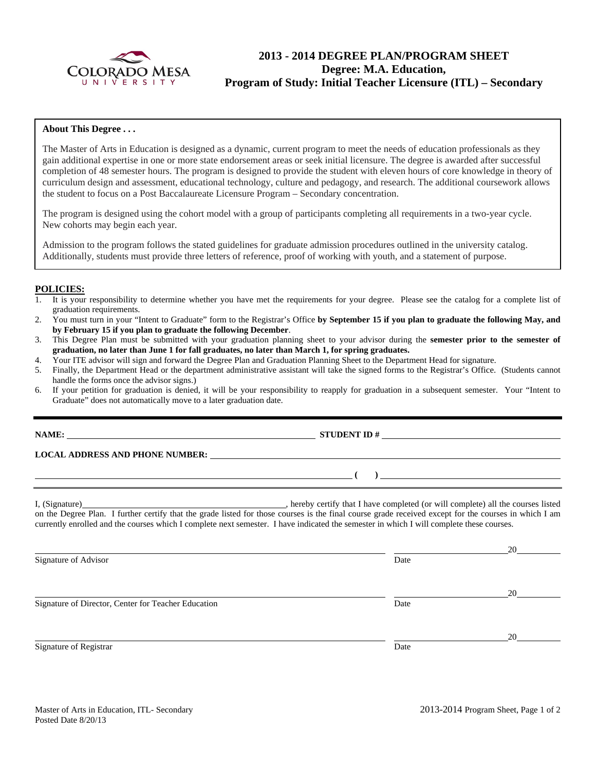Colorado Mesa University

# 2013 - 2014 DEGREE PLAN/PROGRAM SHEET
## Degree: M.A. Education,
## Program of Study: Initial Teacher Licensure (ITL) – Secondary

**About This Degree . . .**

The Master of Arts in Education is designed as a dynamic, current program to meet the needs of education professionals as they gain additional expertise in one or more state endorsement areas or seek initial licensure. The degree is awarded after successful completion of 48 semester hours. The program is designed to provide the student with eleven hours of core knowledge in theory of curriculum design and assessment, educational technology, culture and pedagogy, and research. The additional coursework allows the student to focus on a Post Baccalaureate Licensure Program – Secondary concentration.

The program is designed using the cohort model with a group of participants completing all requirements in a two-year cycle. New cohorts may begin each year.

Admission to the program follows the stated guidelines for graduate admission procedures outlined in the university catalog. Additionally, students must provide three letters of reference, proof of working with youth, and a statement of purpose.

**POLICIES:**

1. It is your responsibility to determine whether you have met the requirements for your degree. Please see the catalog for a complete list of graduation requirements.
2. You must turn in your "Intent to Graduate" form to the Registrar's Office **by September 15 if you plan to graduate the following May, and by February 15 if you plan to graduate the following December**.
3. This Degree Plan must be submitted with your graduation planning sheet to your advisor during the **semester prior to the semester of graduation, no later than June 1 for fall graduates, no later than March 1, for spring graduates.**
4. Your ITE advisor will sign and forward the Degree Plan and Graduation Planning Sheet to the Department Head for signature.
5. Finally, the Department Head or the department administrative assistant will take the signed forms to the Registrar's Office. (Students cannot handle the forms once the advisor signs.)
6. If your petition for graduation is denied, it will be your responsibility to reapply for graduation in a subsequent semester. Your "Intent to Graduate" does not automatically move to a later graduation date.

---

**NAME:** ______________________________ **STUDENT ID #** ______________________________

**LOCAL ADDRESS AND PHONE NUMBER:** ______________________________

______________________________ **( )** ______________________________

I, (Signature)______________________________, hereby certify that I have completed (or will complete) all the courses listed on the Degree Plan. I further certify that the grade listed for those courses is the final course grade received except for the courses in which I am currently enrolled and the courses which I complete next semester. I have indicated the semester in which I will complete these courses.

______________________________ ____________ 20______
Signature of Advisor Date

______________________________ ____________ 20______
Signature of Director, Center for Teacher Education Date

______________________________ ____________ 20______
Signature of Registrar Date

Master of Arts in Education, ITL- Secondary
Posted Date 8/20/13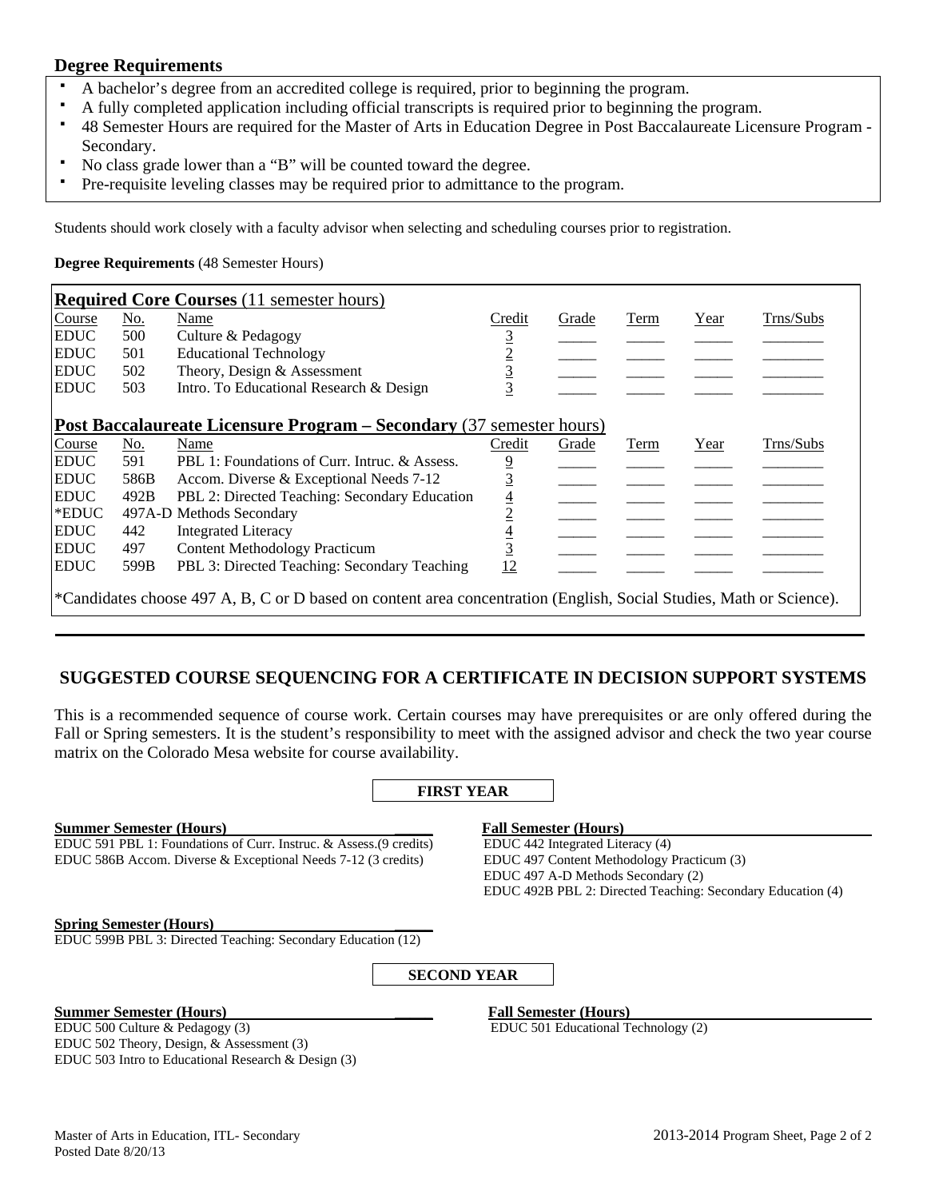## Degree Requirements

- A bachelor's degree from an accredited college is required, prior to beginning the program.
- A fully completed application including official transcripts is required prior to beginning the program.
- 48 Semester Hours are required for the Master of Arts in Education Degree in Post Baccalaureate Licensure Program - Secondary.
- No class grade lower than a "B" will be counted toward the degree.
- Pre-requisite leveling classes may be required prior to admittance to the program.

Students should work closely with a faculty advisor when selecting and scheduling courses prior to registration.

**Degree Requirements** (48 Semester Hours)

**Required Core Courses** (11 semester hours)

| Course | No. | Name | Credit | Grade | Term | Year | Trns/Subs |
|---|---|---|---|---|---|---|---|
| EDUC | 500 | Culture & Pedagogy | 3 | _____ | _____ | _____ | ________ |
| EDUC | 501 | Educational Technology | 2 | _____ | _____ | _____ | ________ |
| EDUC | 502 | Theory, Design & Assessment | 3 | _____ | _____ | _____ | ________ |
| EDUC | 503 | Intro. To Educational Research & Design | 3 | _____ | _____ | _____ | ________ |

**Post Baccalaureate Licensure Program – Secondary** (37 semester hours)

| Course | No. | Name | Credit | Grade | Term | Year | Trns/Subs |
|---|---|---|---|---|---|---|---|
| EDUC | 591 | PBL 1: Foundations of Curr. Intruc. & Assess. | 9 | _____ | _____ | _____ | ________ |
| EDUC | 586B | Accom. Diverse & Exceptional Needs 7-12 | 3 | _____ | _____ | _____ | ________ |
| EDUC | 492B | PBL 2: Directed Teaching: Secondary Education | 4 | _____ | _____ | _____ | ________ |
| *EDUC | 497A-D | Methods Secondary | 2 | _____ | _____ | _____ | ________ |
| EDUC | 442 | Integrated Literacy | 4 | _____ | _____ | _____ | ________ |
| EDUC | 497 | Content Methodology Practicum | 3 | _____ | _____ | _____ | ________ |
| EDUC | 599B | PBL 3: Directed Teaching: Secondary Teaching | 12 | _____ | _____ | _____ | ________ |

*Candidates choose 497 A, B, C or D based on content area concentration (English, Social Studies, Math or Science).

---

## SUGGESTED COURSE SEQUENCING FOR A CERTIFICATE IN DECISION SUPPORT SYSTEMS

This is a recommended sequence of course work. Certain courses may have prerequisites or are only offered during the Fall or Spring semesters. It is the student's responsibility to meet with the assigned advisor and check the two year course matrix on the Colorado Mesa website for course availability.

### FIRST YEAR

**Summer Semester (Hours)** _____

EDUC 591 PBL 1: Foundations of Curr. Instruc. & Assess.(9 credits)
EDUC 586B Accom. Diverse & Exceptional Needs 7-12 (3 credits)

**Fall Semester (Hours)**

EDUC 442 Integrated Literacy (4)
EDUC 497 Content Methodology Practicum (3)
EDUC 497 A-D Methods Secondary (2)
EDUC 492B PBL 2: Directed Teaching: Secondary Education (4)

**Spring Semester (Hours)** _____

EDUC 599B PBL 3: Directed Teaching: Secondary Education (12)

### SECOND YEAR

**Summer Semester (Hours)** _____

EDUC 500 Culture & Pedagogy (3)
EDUC 502 Theory, Design, & Assessment (3)
EDUC 503 Intro to Educational Research & Design (3)

**Fall Semester (Hours)**

EDUC 501 Educational Technology (2)

Master of Arts in Education, ITL- Secondary
Posted Date 8/20/13